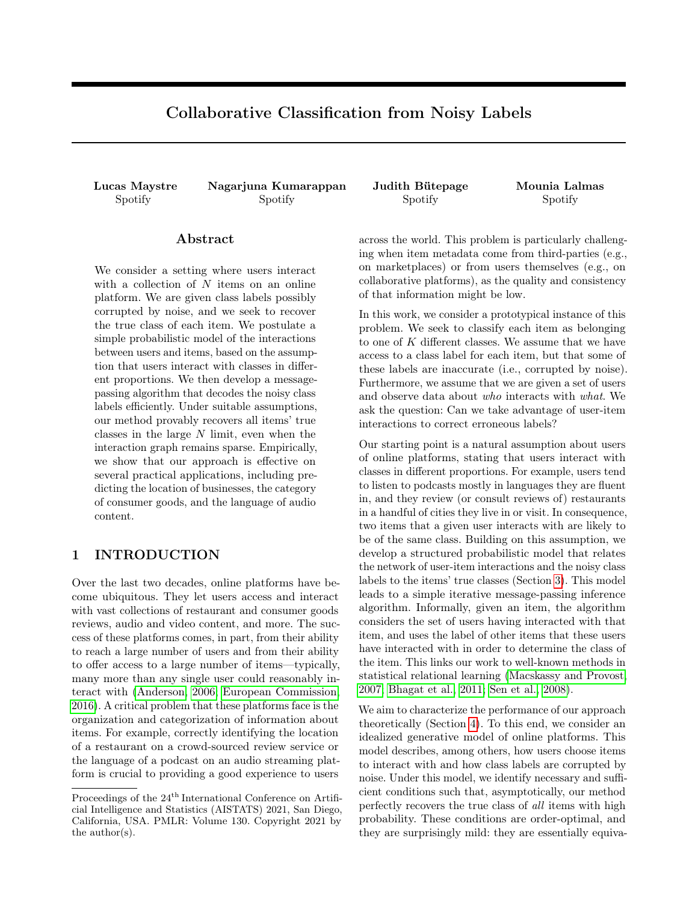# Collaborative Classification from Noisy Labels

**Lucas Maystre**
Spotify

**Nagarjuna Kumarappan**
Spotify

**Judith Bütepage**
Spotify

**Mounia Lalmas**
Spotify

## Abstract

We consider a setting where users interact with a collection of $N$ items on an online platform. We are given class labels possibly corrupted by noise, and we seek to recover the true class of each item. We postulate a simple probabilistic model of the interactions between users and items, based on the assumption that users interact with classes in different proportions. We then develop a message-passing algorithm that decodes the noisy class labels efficiently. Under suitable assumptions, our method provably recovers all items' true classes in the large $N$ limit, even when the interaction graph remains sparse. Empirically, we show that our approach is effective on several practical applications, including predicting the location of businesses, the category of consumer goods, and the language of audio content.

## 1 INTRODUCTION

Over the last two decades, online platforms have become ubiquitous. They let users access and interact with vast collections of restaurant and consumer goods reviews, audio and video content, and more. The success of these platforms comes, in part, from their ability to reach a large number of users and from their ability to offer access to a large number of items—typically, many more than any single user could reasonably interact with (Anderson, 2006; European Commission, 2016). A critical problem that these platforms face is the organization and categorization of information about items. For example, correctly identifying the location of a restaurant on a crowd-sourced review service or the language of a podcast on an audio streaming platform is crucial to providing a good experience to users across the world. This problem is particularly challenging when item metadata come from third-parties (e.g., on marketplaces) or from users themselves (e.g., on collaborative platforms), as the quality and consistency of that information might be low.

In this work, we consider a prototypical instance of this problem. We seek to classify each item as belonging to one of $K$ different classes. We assume that we have access to a class label for each item, but that some of these labels are inaccurate (i.e., corrupted by noise). Furthermore, we assume that we are given a set of users and observe data about *who* interacts with *what*. We ask the question: Can we take advantage of user-item interactions to correct erroneous labels?

Our starting point is a natural assumption about users of online platforms, stating that users interact with classes in different proportions. For example, users tend to listen to podcasts mostly in languages they are fluent in, and they review (or consult reviews of) restaurants in a handful of cities they live in or visit. In consequence, two items that a given user interacts with are likely to be of the same class. Building on this assumption, we develop a structured probabilistic model that relates the network of user-item interactions and the noisy class labels to the items' true classes (Section 3). This model leads to a simple iterative message-passing inference algorithm. Informally, given an item, the algorithm considers the set of users having interacted with that item, and uses the label of other items that these users have interacted with in order to determine the class of the item. This links our work to well-known methods in statistical relational learning (Macskassy and Provost, 2007; Bhagat et al., 2011; Sen et al., 2008).

We aim to characterize the performance of our approach theoretically (Section 4). To this end, we consider an idealized generative model of online platforms. This model describes, among others, how users choose items to interact with and how class labels are corrupted by noise. Under this model, we identify necessary and sufficient conditions such that, asymptotically, our method perfectly recovers the true class of *all* items with high probability. These conditions are order-optimal, and they are surprisingly mild: they are essentially equiva-

Proceedings of the 24[th] International Conference on Artificial Intelligence and Statistics (AISTATS) 2021, San Diego, California, USA. PMLR: Volume 130. Copyright 2021 by the author(s).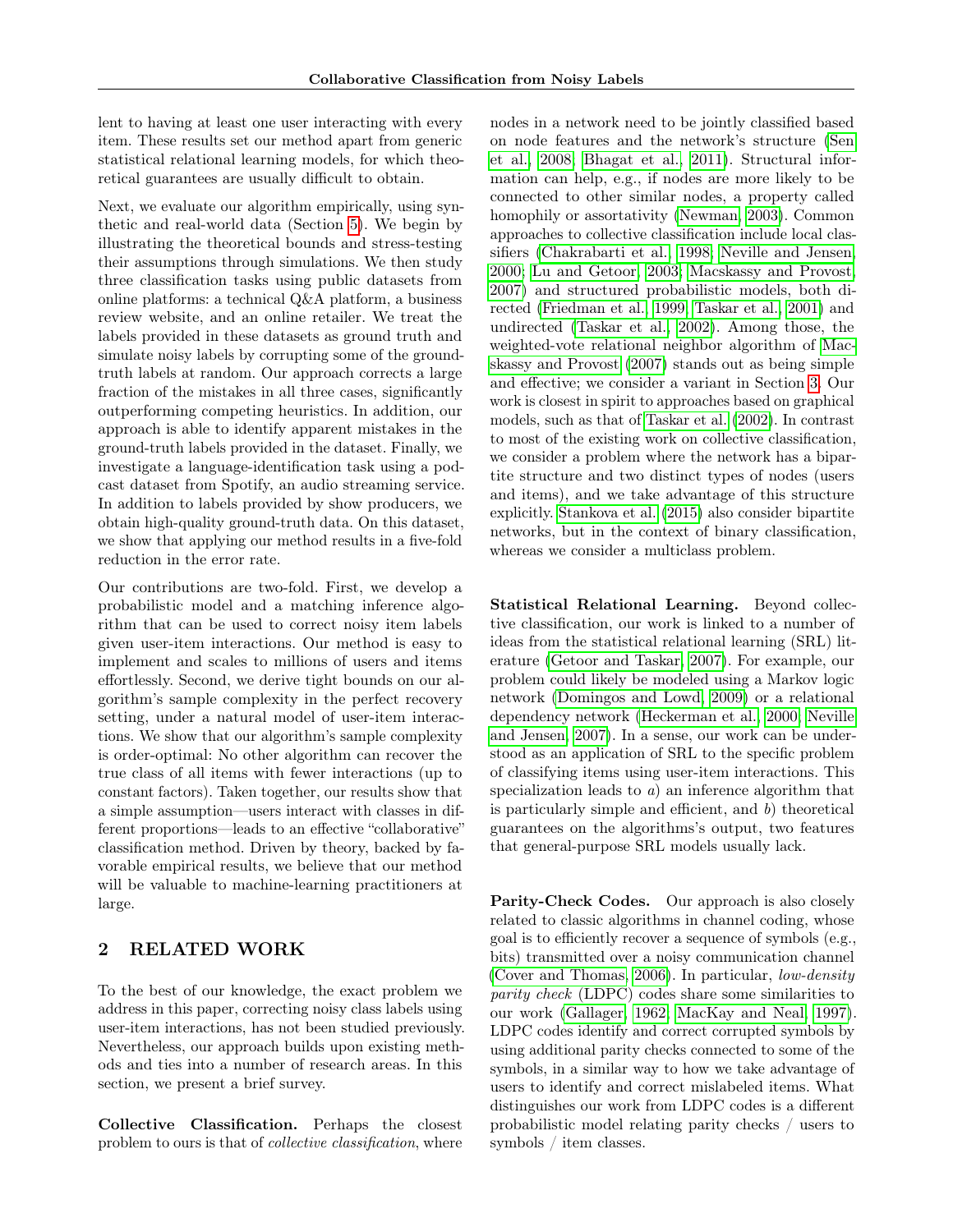lent to having at least one user interacting with every item. These results set our method apart from generic statistical relational learning models, for which theoretical guarantees are usually difficult to obtain.

Next, we evaluate our algorithm empirically, using synthetic and real-world data (Section 5). We begin by illustrating the theoretical bounds and stress-testing their assumptions through simulations. We then study three classification tasks using public datasets from online platforms: a technical Q&A platform, a business review website, and an online retailer. We treat the labels provided in these datasets as ground truth and simulate noisy labels by corrupting some of the ground-truth labels at random. Our approach corrects a large fraction of the mistakes in all three cases, significantly outperforming competing heuristics. In addition, our approach is able to identify apparent mistakes in the ground-truth labels provided in the dataset. Finally, we investigate a language-identification task using a podcast dataset from Spotify, an audio streaming service. In addition to labels provided by show producers, we obtain high-quality ground-truth data. On this dataset, we show that applying our method results in a five-fold reduction in the error rate.

Our contributions are two-fold. First, we develop a probabilistic model and a matching inference algorithm that can be used to correct noisy item labels given user-item interactions. Our method is easy to implement and scales to millions of users and items effortlessly. Second, we derive tight bounds on our algorithm's sample complexity in the perfect recovery setting, under a natural model of user-item interactions. We show that our algorithm's sample complexity is order-optimal: No other algorithm can recover the true class of all items with fewer interactions (up to constant factors). Taken together, our results show that a simple assumption—users interact with classes in different proportions—leads to an effective "collaborative" classification method. Driven by theory, backed by favorable empirical results, we believe that our method will be valuable to machine-learning practitioners at large.

## 2 RELATED WORK

To the best of our knowledge, the exact problem we address in this paper, correcting noisy class labels using user-item interactions, has not been studied previously. Nevertheless, our approach builds upon existing methods and ties into a number of research areas. In this section, we present a brief survey.

**Collective Classification.** Perhaps the closest problem to ours is that of *collective classification*, where nodes in a network need to be jointly classified based on node features and the network's structure (Sen et al., 2008; Bhagat et al., 2011). Structural information can help, e.g., if nodes are more likely to be connected to other similar nodes, a property called homophily or assortativity (Newman, 2003). Common approaches to collective classification include local classifiers (Chakrabarti et al., 1998; Neville and Jensen, 2000; Lu and Getoor, 2003; Macskassy and Provost, 2007) and structured probabilistic models, both directed (Friedman et al., 1999; Taskar et al., 2001) and undirected (Taskar et al., 2002). Among those, the weighted-vote relational neighbor algorithm of Macskassy and Provost (2007) stands out as being simple and effective; we consider a variant in Section 3. Our work is closest in spirit to approaches based on graphical models, such as that of Taskar et al. (2002). In contrast to most of the existing work on collective classification, we consider a problem where the network has a bipartite structure and two distinct types of nodes (users and items), and we take advantage of this structure explicitly. Stankova et al. (2015) also consider bipartite networks, but in the context of binary classification, whereas we consider a multiclass problem.

**Statistical Relational Learning.** Beyond collective classification, our work is linked to a number of ideas from the statistical relational learning (SRL) literature (Getoor and Taskar, 2007). For example, our problem could likely be modeled using a Markov logic network (Domingos and Lowd, 2009) or a relational dependency network (Heckerman et al., 2000; Neville and Jensen, 2007). In a sense, our work can be understood as an application of SRL to the specific problem of classifying items using user-item interactions. This specialization leads to *a*) an inference algorithm that is particularly simple and efficient, and *b*) theoretical guarantees on the algorithms's output, two features that general-purpose SRL models usually lack.

**Parity-Check Codes.** Our approach is also closely related to classic algorithms in channel coding, whose goal is to efficiently recover a sequence of symbols (e.g., bits) transmitted over a noisy communication channel (Cover and Thomas, 2006). In particular, *low-density parity check* (LDPC) codes share some similarities to our work (Gallager, 1962; MacKay and Neal, 1997). LDPC codes identify and correct corrupted symbols by using additional parity checks connected to some of the symbols, in a similar way to how we take advantage of users to identify and correct mislabeled items. What distinguishes our work from LDPC codes is a different probabilistic model relating parity checks / users to symbols / item classes.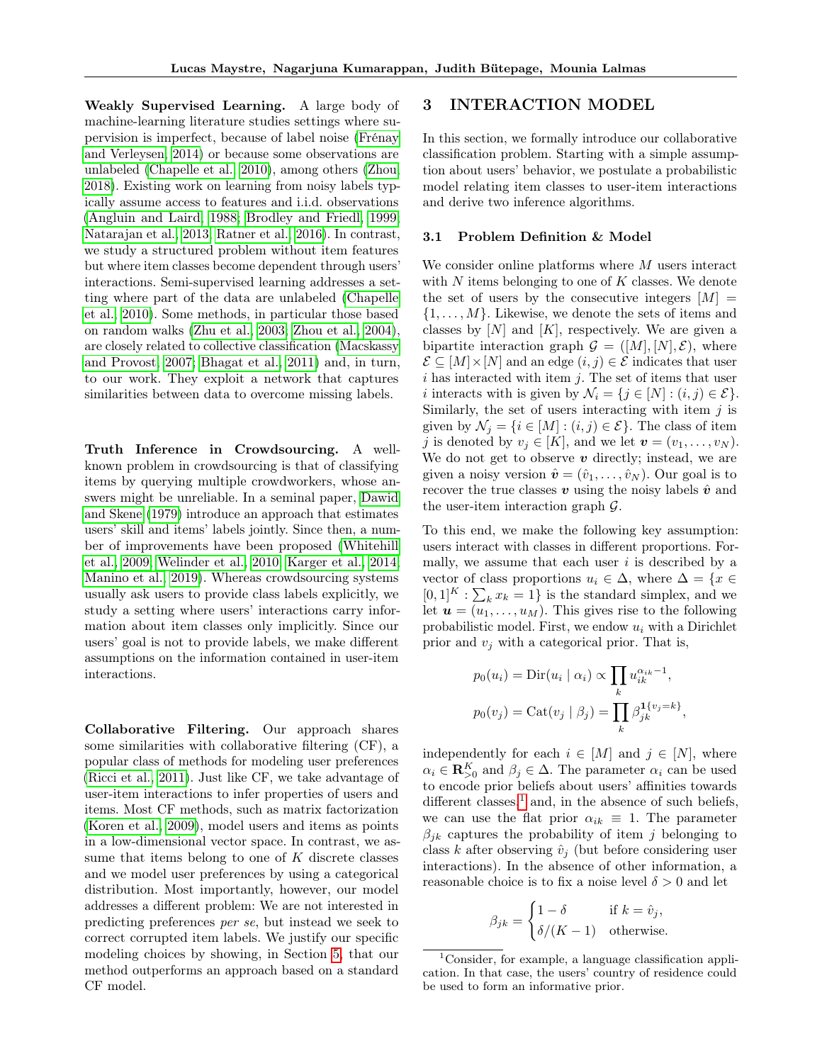**Weakly Supervised Learning.** A large body of machine-learning literature studies settings where supervision is imperfect, because of label noise (Frénay and Verleysen, 2014) or because some observations are unlabeled (Chapelle et al., 2010), among others (Zhou, 2018). Existing work on learning from noisy labels typically assume access to features and i.i.d. observations (Angluin and Laird, 1988; Brodley and Friedl, 1999; Natarajan et al., 2013; Ratner et al., 2016). In contrast, we study a structured problem without item features but where item classes become dependent through users' interactions. Semi-supervised learning addresses a setting where part of the data are unlabeled (Chapelle et al., 2010). Some methods, in particular those based on random walks (Zhu et al., 2003; Zhou et al., 2004), are closely related to collective classification (Macskassy and Provost, 2007; Bhagat et al., 2011) and, in turn, to our work. They exploit a network that captures similarities between data to overcome missing labels.

**Truth Inference in Crowdsourcing.** A well-known problem in crowdsourcing is that of classifying items by querying multiple crowdworkers, whose answers might be unreliable. In a seminal paper, Dawid and Skene (1979) introduce an approach that estimates users' skill and items' labels jointly. Since then, a number of improvements have been proposed (Whitehill et al., 2009; Welinder et al., 2010; Karger et al., 2014; Manino et al., 2019). Whereas crowdsourcing systems usually ask users to provide class labels explicitly, we study a setting where users' interactions carry information about item classes only implicitly. Since our users' goal is not to provide labels, we make different assumptions on the information contained in user-item interactions.

**Collaborative Filtering.** Our approach shares some similarities with collaborative filtering (CF), a popular class of methods for modeling user preferences (Ricci et al., 2011). Just like CF, we take advantage of user-item interactions to infer properties of users and items. Most CF methods, such as matrix factorization (Koren et al., 2009), model users and items as points in a low-dimensional vector space. In contrast, we assume that items belong to one of $K$ discrete classes and we model user preferences by using a categorical distribution. Most importantly, however, our model addresses a different problem: We are not interested in predicting preferences *per se*, but instead we seek to correct corrupted item labels. We justify our specific modeling choices by showing, in Section 5, that our method outperforms an approach based on a standard CF model.

# 3 INTERACTION MODEL

In this section, we formally introduce our collaborative classification problem. Starting with a simple assumption about users' behavior, we postulate a probabilistic model relating item classes to user-item interactions and derive two inference algorithms.

## 3.1 Problem Definition & Model

We consider online platforms where $M$ users interact with $N$ items belonging to one of $K$ classes. We denote the set of users by the consecutive integers $[M] = \{1, \ldots, M\}$. Likewise, we denote the sets of items and classes by $[N]$ and $[K]$, respectively. We are given a bipartite interaction graph $\mathcal{G} = ([M], [N], \mathcal{E})$, where $\mathcal{E} \subseteq [M] \times [N]$ and an edge $(i, j) \in \mathcal{E}$ indicates that user $i$ has interacted with item $j$. The set of items that user $i$ interacts with is given by $\mathcal{N}_i = \{j \in [N] : (i, j) \in \mathcal{E}\}$. Similarly, the set of users interacting with item $j$ is given by $\mathcal{N}_j = \{i \in [M] : (i, j) \in \mathcal{E}\}$. The class of item $j$ is denoted by $v_j \in [K]$, and we let $\boldsymbol{v} = (v_1, \ldots, v_N)$. We do not get to observe $\boldsymbol{v}$ directly; instead, we are given a noisy version $\hat{\boldsymbol{v}} = (\hat{v}_1, \ldots, \hat{v}_N)$. Our goal is to recover the true classes $\boldsymbol{v}$ using the noisy labels $\hat{\boldsymbol{v}}$ and the user-item interaction graph $\mathcal{G}$.

To this end, we make the following key assumption: users interact with classes in different proportions. Formally, we assume that each user $i$ is described by a vector of class proportions $u_i \in \Delta$, where $\Delta = \{x \in [0, 1]^K : \sum_k x_k = 1\}$ is the standard simplex, and we let $\boldsymbol{u} = (u_1, \ldots, u_M)$. This gives rise to the following probabilistic model. First, we endow $u_i$ with a Dirichlet prior and $v_j$ with a categorical prior. That is,

$$
\begin{aligned}
p_0(u_i) &= \mathrm{Dir}(u_i \mid \alpha_i) \propto \prod_k u_{ik}^{\alpha_{ik} - 1}, \\
p_0(v_j) &= \mathrm{Cat}(v_j \mid \beta_j) = \prod_k \beta_{jk}^{\mathbf{1}\{v_j = k\}},
\end{aligned}
$$

independently for each $i \in [M]$ and $j \in [N]$, where $\alpha_i \in \mathbf{R}_{>0}^K$ and $\beta_j \in \Delta$. The parameter $\alpha_i$ can be used to encode prior beliefs about users' affinities towards different classes,[1] and, in the absence of such beliefs, we can use the flat prior $\alpha_{ik} \equiv 1$. The parameter $\beta_{jk}$ captures the probability of item $j$ belonging to class $k$ after observing $\hat{v}_j$ (but before considering user interactions). In the absence of other information, a reasonable choice is to fix a noise level $\delta > 0$ and let

$$
\beta_{jk} = \begin{cases} 1 - \delta & \text{if } k = \hat{v}_j, \\ \delta / (K - 1) & \text{otherwise.} \end{cases}
$$

[1] Consider, for example, a language classification application. In that case, the users' country of residence could be used to form an informative prior.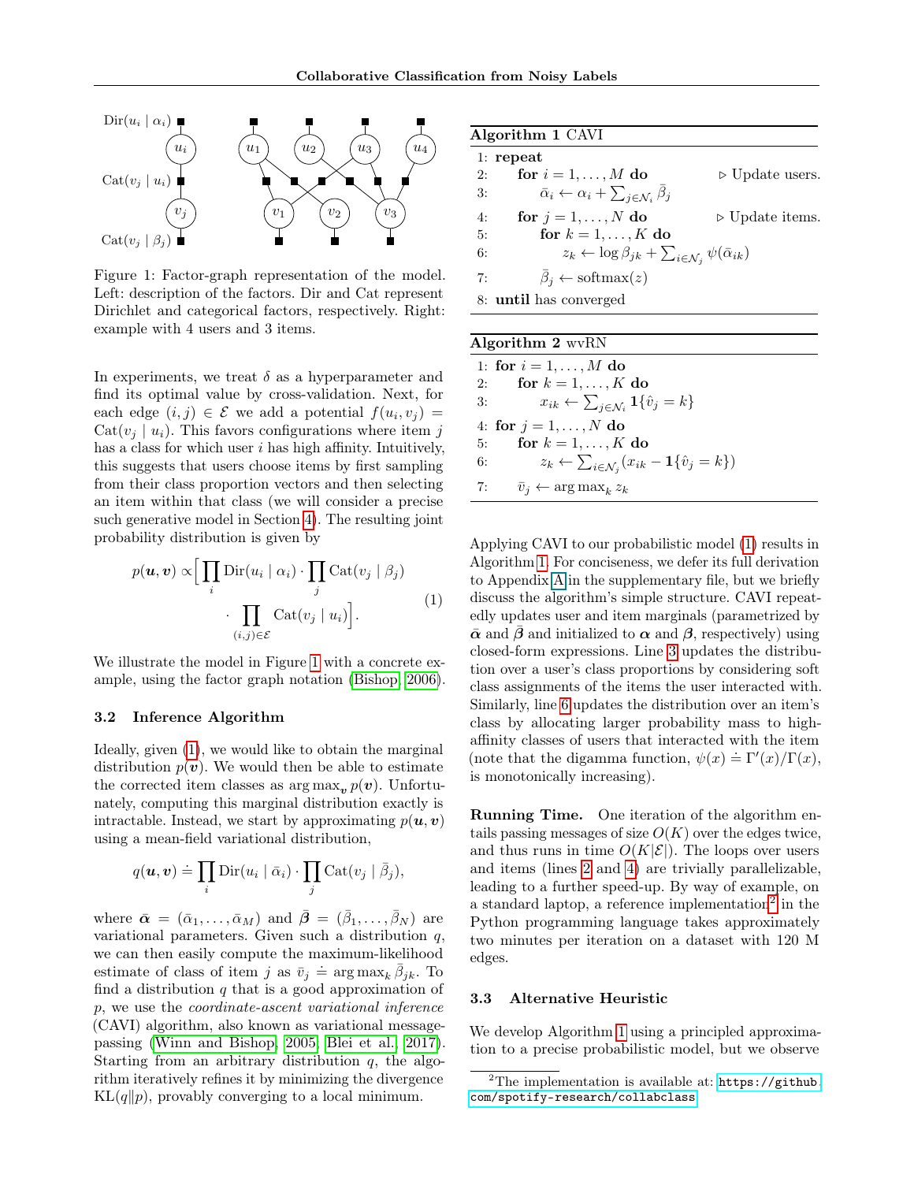Figure 1: Factor-graph representation of the model. Left: description of the factors. Dir and Cat represent Dirichlet and categorical factors, respectively. Right: example with 4 users and 3 items.

In experiments, we treat $\delta$ as a hyperparameter and find its optimal value by cross-validation. Next, for each edge $(i, j) \in \mathcal{E}$ we add a potential $f(u_i, v_j) = \text{Cat}(v_j \mid u_i)$. This favors configurations where item $j$ has a class for which user $i$ has high affinity. Intuitively, this suggests that users choose items by first sampling from their class proportion vectors and then selecting an item within that class (we will consider a precise such generative model in Section 4). The resulting joint probability distribution is given by

$$p(\boldsymbol{u}, \boldsymbol{v}) \propto \Big[ \prod_i \text{Dir}(u_i \mid \alpha_i) \cdot \prod_j \text{Cat}(v_j \mid \beta_j) \cdot \prod_{(i,j)\in\mathcal{E}} \text{Cat}(v_j \mid u_i) \Big]. \tag{1}$$

We illustrate the model in Figure 1 with a concrete example, using the factor graph notation (Bishop, 2006).

### 3.2 Inference Algorithm

Ideally, given (1), we would like to obtain the marginal distribution $p(\boldsymbol{v})$. We would then be able to estimate the corrected item classes as $\arg\max_{\boldsymbol{v}} p(\boldsymbol{v})$. Unfortunately, computing this marginal distribution exactly is intractable. Instead, we start by approximating $p(\boldsymbol{u}, \boldsymbol{v})$ using a mean-field variational distribution,

$$q(\boldsymbol{u}, \boldsymbol{v}) \doteq \prod_i \text{Dir}(u_i \mid \bar{\alpha}_i) \cdot \prod_j \text{Cat}(v_j \mid \bar{\beta}_j),$$

where $\bar{\boldsymbol{\alpha}} = (\bar{\alpha}_1, \ldots, \bar{\alpha}_M)$ and $\bar{\boldsymbol{\beta}} = (\bar{\beta}_1, \ldots, \bar{\beta}_N)$ are variational parameters. Given such a distribution $q$, we can then easily compute the maximum-likelihood estimate of class of item $j$ as $\bar{v}_j \doteq \arg\max_k \bar{\beta}_{jk}$. To find a distribution $q$ that is a good approximation of $p$, we use the *coordinate-ascent variational inference* (CAVI) algorithm, also known as variational message-passing (Winn and Bishop, 2005; Blei et al., 2017). Starting from an arbitrary distribution $q$, the algorithm iteratively refines it by minimizing the divergence $\text{KL}(q \| p)$, provably converging to a local minimum.

**Algorithm 1** CAVI

```
1: repeat
2:   for i = 1, ..., M do                         ▷ Update users.
3:     ᾱ_i ← α_i + Σ_{j∈N_i} β̄_j
4:   for j = 1, ..., N do                         ▷ Update items.
5:     for k = 1, ..., K do
6:       z_k ← log β_jk + Σ_{i∈N_j} ψ(ᾱ_ik)
7:     β̄_j ← softmax(z)
8: until has converged
```

**Algorithm 2** wvRN

```
1: for i = 1, ..., M do
2:   for k = 1, ..., K do
3:     x_ik ← Σ_{j∈N_i} 1{v̂_j = k}
4: for j = 1, ..., N do
5:   for k = 1, ..., K do
6:     z_k ← Σ_{i∈N_j} (x_ik − 1{v̂_j = k})
7:   v̄_j ← arg max_k z_k
```

Applying CAVI to our probabilistic model (1) results in Algorithm 1. For conciseness, we defer its full derivation to Appendix A in the supplementary file, but we briefly discuss the algorithm's simple structure. CAVI repeatedly updates user and item marginals (parametrized by $\bar{\boldsymbol{\alpha}}$ and $\bar{\boldsymbol{\beta}}$ and initialized to $\boldsymbol{\alpha}$ and $\boldsymbol{\beta}$, respectively) using closed-form expressions. Line 3 updates the distribution over a user's class proportions by considering soft class assignments of the items the user interacted with. Similarly, line 6 updates the distribution over an item's class by allocating larger probability mass to high-affinity classes of users that interacted with the item (note that the digamma function, $\psi(x) \doteq \Gamma'(x)/\Gamma(x)$, is monotonically increasing).

**Running Time.** One iteration of the algorithm entails passing messages of size $O(K)$ over the edges twice, and thus runs in time $O(K|\mathcal{E}|)$. The loops over users and items (lines 2 and 4) are trivially parallelizable, leading to a further speed-up. By way of example, on a standard laptop, a reference implementation[2] in the Python programming language takes approximately two minutes per iteration on a dataset with 120 M edges.

### 3.3 Alternative Heuristic

We develop Algorithm 1 using a principled approximation to a precise probabilistic model, but we observe

[2] The implementation is available at: `https://github.com/spotify-research/collabclass`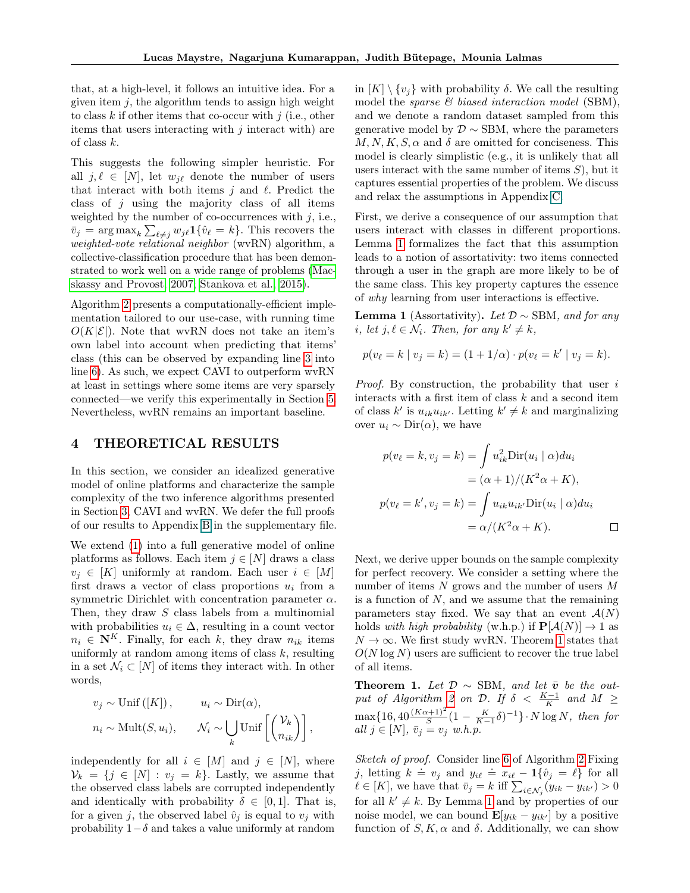that, at a high-level, it follows an intuitive idea. For a given item $j$, the algorithm tends to assign high weight to class $k$ if other items that co-occur with $j$ (i.e., other items that users interacting with $j$ interact with) are of class $k$.

This suggests the following simpler heuristic. For all $j, \ell \in [N]$, let $w_{j\ell}$ denote the number of users that interact with both items $j$ and $\ell$. Predict the class of $j$ using the majority class of all items weighted by the number of co-occurrences with $j$, i.e., $\bar{v}_j = \arg\max_k \sum_{\ell \neq j} w_{j\ell} \mathbf{1}\{\hat{v}_\ell = k\}$. This recovers the *weighted-vote relational neighbor* (wvRN) algorithm, a collective-classification procedure that has been demonstrated to work well on a wide range of problems (Macskassy and Provost, 2007; Stankova et al., 2015).

Algorithm 2 presents a computationally-efficient implementation tailored to our use-case, with running time $O(K|\mathcal{E}|)$. Note that wvRN does not take an item's own label into account when predicting that items' class (this can be observed by expanding line 3 into line 6). As such, we expect CAVI to outperform wvRN at least in settings where some items are very sparsely connected—we verify this experimentally in Section 5. Nevertheless, wvRN remains an important baseline.

# 4 THEORETICAL RESULTS

In this section, we consider an idealized generative model of online platforms and characterize the sample complexity of the two inference algorithms presented in Section 3, CAVI and wvRN. We defer the full proofs of our results to Appendix B in the supplementary file.

We extend (1) into a full generative model of online platforms as follows. Each item $j \in [N]$ draws a class $v_j \in [K]$ uniformly at random. Each user $i \in [M]$ first draws a vector of class proportions $u_i$ from a symmetric Dirichlet with concentration parameter $\alpha$. Then, they draw $S$ class labels from a multinomial with probabilities $u_i \in \Delta$, resulting in a count vector $n_i \in \mathbf{N}^K$. Finally, for each $k$, they draw $n_{ik}$ items uniformly at random among items of class $k$, resulting in a set $\mathcal{N}_i \subset [N]$ of items they interact with. In other words,

$$v_j \sim \text{Unif}([K]), \qquad u_i \sim \text{Dir}(\alpha),$$
$$n_i \sim \text{Mult}(S, u_i), \qquad \mathcal{N}_i \sim \bigcup_k \text{Unif}\left[\binom{\mathcal{V}_k}{n_{ik}}\right],$$

independently for all $i \in [M]$ and $j \in [N]$, where $\mathcal{V}_k = \{j \in [N] : v_j = k\}$. Lastly, we assume that the observed class labels are corrupted independently and identically with probability $\delta \in [0, 1]$. That is, for a given $j$, the observed label $\hat{v}_j$ is equal to $v_j$ with probability $1 - \delta$ and takes a value uniformly at random in $[K] \setminus \{v_j\}$ with probability $\delta$. We call the resulting model the *sparse & biased interaction model* (SBM), and we denote a random dataset sampled from this generative model by $\mathcal{D} \sim$ SBM, where the parameters $M, N, K, S, \alpha$ and $\delta$ are omitted for conciseness. This model is clearly simplistic (e.g., it is unlikely that all users interact with the same number of items $S$), but it captures essential properties of the problem. We discuss and relax the assumptions in Appendix C.

First, we derive a consequence of our assumption that users interact with classes in different proportions. Lemma 1 formalizes the fact that this assumption leads to a notion of assortativity: two items connected through a user in the graph are more likely to be of the same class. This key property captures the essence of *why* learning from user interactions is effective.

**Lemma 1** (Assortativity)**.** *Let $\mathcal{D} \sim$ SBM, and for any $i$, let $j, \ell \in \mathcal{N}_i$. Then, for any $k' \neq k$,*

$$p(v_\ell = k \mid v_j = k) = (1 + 1/\alpha) \cdot p(v_\ell = k' \mid v_j = k).$$

*Proof.* By construction, the probability that user $i$ interacts with a first item of class $k$ and a second item of class $k'$ is $u_{ik} u_{ik'}$. Letting $k' \neq k$ and marginalizing over $u_i \sim \text{Dir}(\alpha)$, we have

$$\begin{aligned}
p(v_\ell = k, v_j = k) &= \int u_{ik}^2 \text{Dir}(u_i \mid \alpha) du_i \\
&= (\alpha + 1)/(K^2\alpha + K), \\
p(v_\ell = k', v_j = k) &= \int u_{ik} u_{ik'} \text{Dir}(u_i \mid \alpha) du_i \\
&= \alpha/(K^2\alpha + K).
\end{aligned}$$

□

Next, we derive upper bounds on the sample complexity for perfect recovery. We consider a setting where the number of items $N$ grows and the number of users $M$ is a function of $N$, and we assume that the remaining parameters stay fixed. We say that an event $\mathcal{A}(N)$ holds *with high probability* (w.h.p.) if $\mathbf{P}[\mathcal{A}(N)] \to 1$ as $N \to \infty$. We first study wvRN. Theorem 1 states that $O(N \log N)$ users are sufficient to recover the true label of all items.

**Theorem 1.** *Let $\mathcal{D} \sim$ SBM, and let $\bar{\boldsymbol{v}}$ be the output of Algorithm 2 on $\mathcal{D}$. If $\delta < \frac{K-1}{K}$ and $M \geq \max\{16, 40\frac{(K\alpha+1)^2}{S}(1 - \frac{K}{K-1}\delta)^{-1}\} \cdot N \log N$, then for all $j \in [N]$, $\bar{v}_j = v_j$ w.h.p.*

*Sketch of proof.* Consider line 6 of Algorithm 2. Fixing $j$, letting $k \doteq v_j$ and $y_{i\ell} \doteq x_{i\ell} - \mathbf{1}\{\hat{v}_j = \ell\}$ for all $\ell \in [K]$, we have that $\bar{v}_j = k$ iff $\sum_{i \in \mathcal{N}_j}(y_{ik} - y_{ik'}) > 0$ for all $k' \neq k$. By Lemma 1 and by properties of our noise model, we can bound $\mathbf{E}[y_{ik} - y_{ik'}]$ by a positive function of $S, K, \alpha$ and $\delta$. Additionally, we can show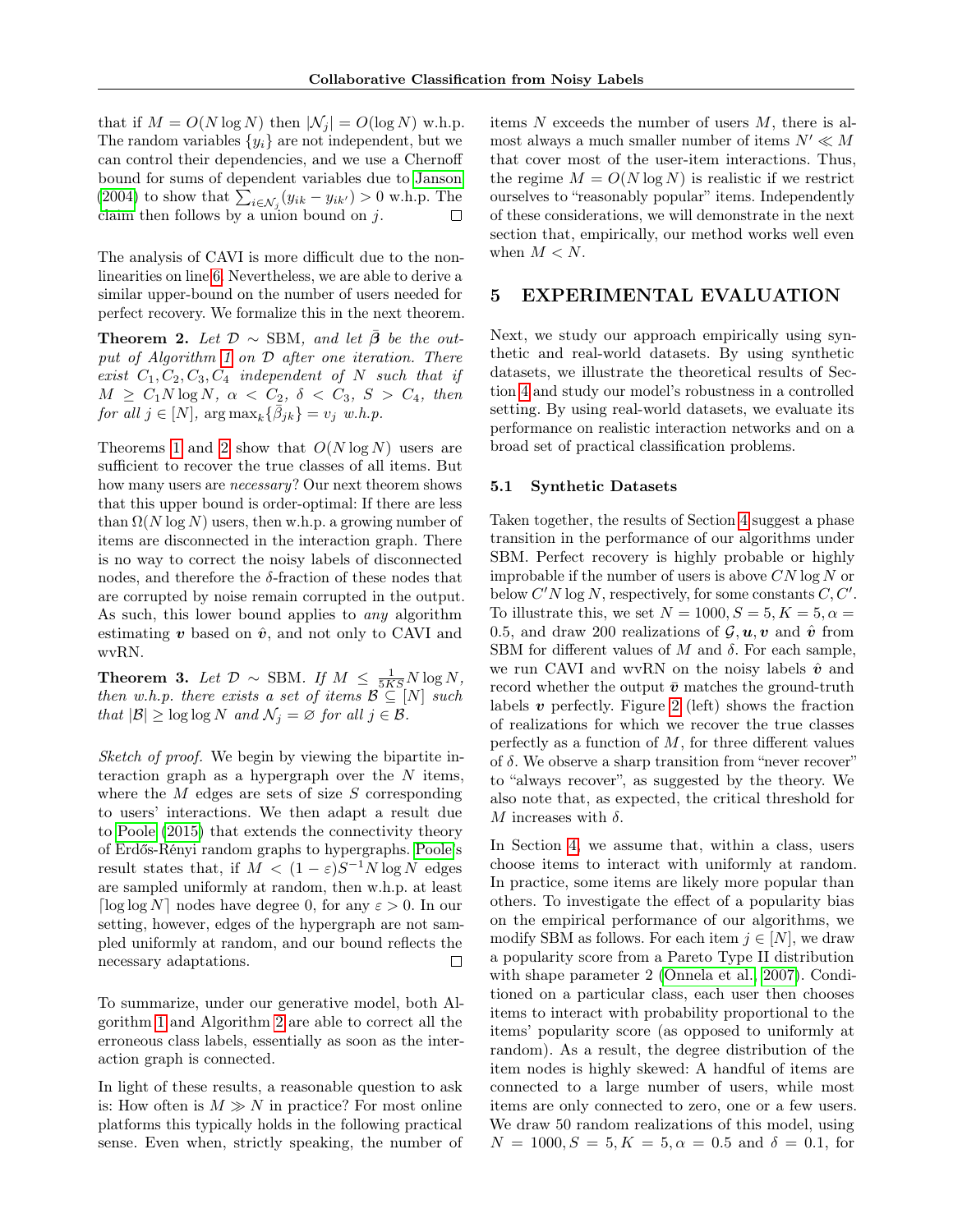that if $M = O(N \log N)$ then $|\mathcal{N}_j| = O(\log N)$ w.h.p. The random variables $\{y_i\}$ are not independent, but we can control their dependencies, and we use a Chernoff bound for sums of dependent variables due to Janson (2004) to show that $\sum_{i \in \mathcal{N}_j}(y_{ik} - y_{ik'}) > 0$ w.h.p. The claim then follows by a union bound on $j$. $\square$

The analysis of CAVI is more difficult due to the non-linearities on line 6. Nevertheless, we are able to derive a similar upper-bound on the number of users needed for perfect recovery. We formalize this in the next theorem.

**Theorem 2.** *Let $\mathcal{D} \sim$ SBM, and let $\bar{\boldsymbol{\beta}}$ be the output of Algorithm 1 on $\mathcal{D}$ after one iteration. There exist $C_1, C_2, C_3, C_4$ independent of $N$ such that if $M \geq C_1 N \log N$, $\alpha < C_2$, $\delta < C_3$, $S > C_4$, then for all $j \in [N]$, $\arg\max_k\{\bar{\beta}_{jk}\} = v_j$ w.h.p.*

Theorems 1 and 2 show that $O(N \log N)$ users are sufficient to recover the true classes of all items. But how many users are *necessary*? Our next theorem shows that this upper bound is order-optimal: If there are less than $\Omega(N \log N)$ users, then w.h.p. a growing number of items are disconnected in the interaction graph. There is no way to correct the noisy labels of disconnected nodes, and therefore the $\delta$-fraction of these nodes that are corrupted by noise remain corrupted in the output. As such, this lower bound applies to *any* algorithm estimating $\boldsymbol{v}$ based on $\hat{\boldsymbol{v}}$, and not only to CAVI and wvRN.

**Theorem 3.** *Let $\mathcal{D} \sim$ SBM. If $M \leq \frac{1}{5KS} N \log N$, then w.h.p. there exists a set of items $\mathcal{B} \subseteq [N]$ such that $|\mathcal{B}| \geq \log \log N$ and $\mathcal{N}_j = \varnothing$ for all $j \in \mathcal{B}$.*

*Sketch of proof.* We begin by viewing the bipartite interaction graph as a hypergraph over the $N$ items, where the $M$ edges are sets of size $S$ corresponding to users' interactions. We then adapt a result due to Poole (2015) that extends the connectivity theory of Erdős-Rényi random graphs to hypergraphs. Poole's result states that, if $M < (1 - \varepsilon)S^{-1} N \log N$ edges are sampled uniformly at random, then w.h.p. at least $\lceil \log \log N \rceil$ nodes have degree 0, for any $\varepsilon > 0$. In our setting, however, edges of the hypergraph are not sampled uniformly at random, and our bound reflects the necessary adaptations. $\square$

To summarize, under our generative model, both Algorithm 1 and Algorithm 2 are able to correct all the erroneous class labels, essentially as soon as the interaction graph is connected.

In light of these results, a reasonable question to ask is: How often is $M \gg N$ in practice? For most online platforms this typically holds in the following practical sense. Even when, strictly speaking, the number of items $N$ exceeds the number of users $M$, there is almost always a much smaller number of items $N' \ll M$ that cover most of the user-item interactions. Thus, the regime $M = O(N \log N)$ is realistic if we restrict ourselves to "reasonably popular" items. Independently of these considerations, we will demonstrate in the next section that, empirically, our method works well even when $M < N$.

## 5 EXPERIMENTAL EVALUATION

Next, we study our approach empirically using synthetic and real-world datasets. By using synthetic datasets, we illustrate the theoretical results of Section 4 and study our model's robustness in a controlled setting. By using real-world datasets, we evaluate its performance on realistic interaction networks and on a broad set of practical classification problems.

### 5.1 Synthetic Datasets

Taken together, the results of Section 4 suggest a phase transition in the performance of our algorithms under SBM. Perfect recovery is highly probable or highly improbable if the number of users is above $CN \log N$ or below $C'N \log N$, respectively, for some constants $C, C'$. To illustrate this, we set $N = 1000, S = 5, K = 5, \alpha = 0.5$, and draw 200 realizations of $\mathcal{G}, \boldsymbol{u}, \boldsymbol{v}$ and $\hat{\boldsymbol{v}}$ from SBM for different values of $M$ and $\delta$. For each sample, we run CAVI and wvRN on the noisy labels $\hat{\boldsymbol{v}}$ and record whether the output $\bar{\boldsymbol{v}}$ matches the ground-truth labels $\boldsymbol{v}$ perfectly. Figure 2 (left) shows the fraction of realizations for which we recover the true classes perfectly as a function of $M$, for three different values of $\delta$. We observe a sharp transition from "never recover" to "always recover", as suggested by the theory. We also note that, as expected, the critical threshold for $M$ increases with $\delta$.

In Section 4, we assume that, within a class, users choose items to interact with uniformly at random. In practice, some items are likely more popular than others. To investigate the effect of a popularity bias on the empirical performance of our algorithms, we modify SBM as follows. For each item $j \in [N]$, we draw a popularity score from a Pareto Type II distribution with shape parameter 2 (Onnela et al., 2007). Conditioned on a particular class, each user then chooses items to interact with probability proportional to the items' popularity score (as opposed to uniformly at random). As a result, the degree distribution of the item nodes is highly skewed: A handful of items are connected to a large number of users, while most items are only connected to zero, one or a few users. We draw 50 random realizations of this model, using $N = 1000, S = 5, K = 5, \alpha = 0.5$ and $\delta = 0.1$, for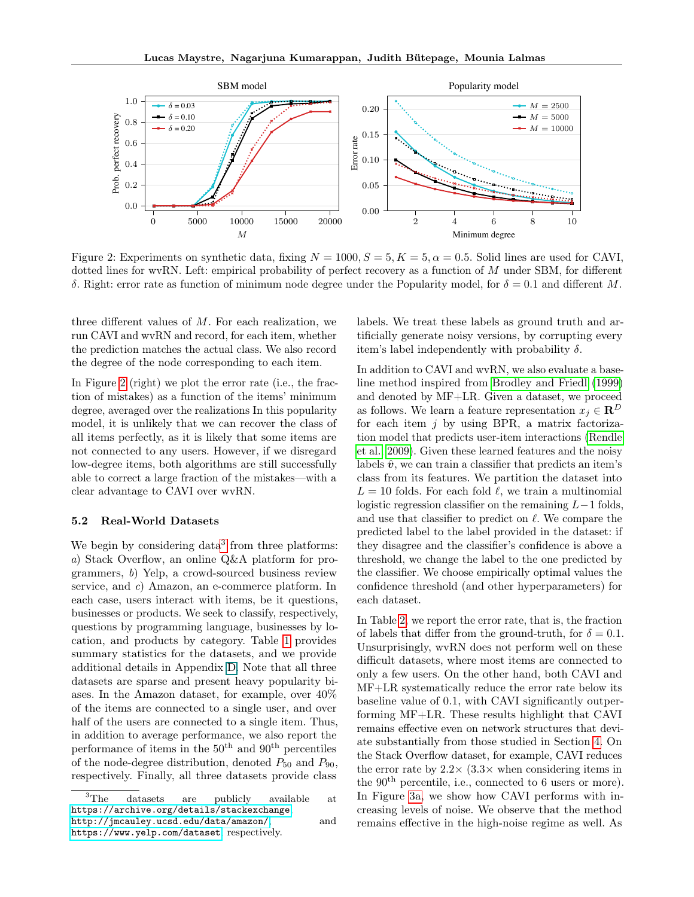Figure 2: Experiments on synthetic data, fixing $N = 1000, S = 5, K = 5, \alpha = 0.5$. Solid lines are used for CAVI, dotted lines for wvRN. Left: empirical probability of perfect recovery as a function of $M$ under SBM, for different $\delta$. Right: error rate as function of minimum node degree under the Popularity model, for $\delta = 0.1$ and different $M$.

three different values of $M$. For each realization, we run CAVI and wvRN and record, for each item, whether the prediction matches the actual class. We also record the degree of the node corresponding to each item.

In Figure 2 (right) we plot the error rate (i.e., the fraction of mistakes) as a function of the items' minimum degree, averaged over the realizations In this popularity model, it is unlikely that we can recover the class of all items perfectly, as it is likely that some items are not connected to any users. However, if we disregard low-degree items, both algorithms are still successfully able to correct a large fraction of the mistakes—with a clear advantage to CAVI over wvRN.

### 5.2 Real-World Datasets

We begin by considering data[3] from three platforms: *a*) Stack Overflow, an online Q&A platform for programmers, *b*) Yelp, a crowd-sourced business review service, and *c*) Amazon, an e-commerce platform. In each case, users interact with items, be it questions, businesses or products. We seek to classify, respectively, questions by programming language, businesses by location, and products by category. Table 1 provides summary statistics for the datasets, and we provide additional details in Appendix D. Note that all three datasets are sparse and present heavy popularity biases. In the Amazon dataset, for example, over 40% of the items are connected to a single user, and over half of the users are connected to a single item. Thus, in addition to average performance, we also report the performance of items in the 50$^{\text{th}}$ and 90$^{\text{th}}$ percentiles of the node-degree distribution, denoted $P_{50}$ and $P_{90}$, respectively. Finally, all three datasets provide class labels. We treat these labels as ground truth and artificially generate noisy versions, by corrupting every item's label independently with probability $\delta$.

In addition to CAVI and wvRN, we also evaluate a baseline method inspired from Brodley and Friedl (1999) and denoted by MF+LR. Given a dataset, we proceed as follows. We learn a feature representation $x_j \in \mathbf{R}^D$ for each item $j$ by using BPR, a matrix factorization model that predicts user-item interactions (Rendle et al., 2009). Given these learned features and the noisy labels $\hat{\boldsymbol{v}}$, we can train a classifier that predicts an item's class from its features. We partition the dataset into $L = 10$ folds. For each fold $\ell$, we train a multinomial logistic regression classifier on the remaining $L-1$ folds, and use that classifier to predict on $\ell$. We compare the predicted label to the label provided in the dataset: if they disagree and the classifier's confidence is above a threshold, we change the label to the one predicted by the classifier. We choose empirically optimal values the confidence threshold (and other hyperparameters) for each dataset.

In Table 2, we report the error rate, that is, the fraction of labels that differ from the ground-truth, for $\delta = 0.1$. Unsurprisingly, wvRN does not perform well on these difficult datasets, where most items are connected to only a few users. On the other hand, both CAVI and MF+LR systematically reduce the error rate below its baseline value of 0.1, with CAVI significantly outperforming MF+LR. These results highlight that CAVI remains effective even on network structures that deviate substantially from those studied in Section 4. On the Stack Overflow dataset, for example, CAVI reduces the error rate by 2.2× (3.3× when considering items in the 90$^{\text{th}}$ percentile, i.e., connected to 6 users or more). In Figure 3a, we show how CAVI performs with increasing levels of noise. We observe that the method remains effective in the high-noise regime as well. As

[3] The datasets are publicly available at https://archive.org/details/stackexchange, http://jmcauley.ucsd.edu/data/amazon/, and https://www.yelp.com/dataset respectively.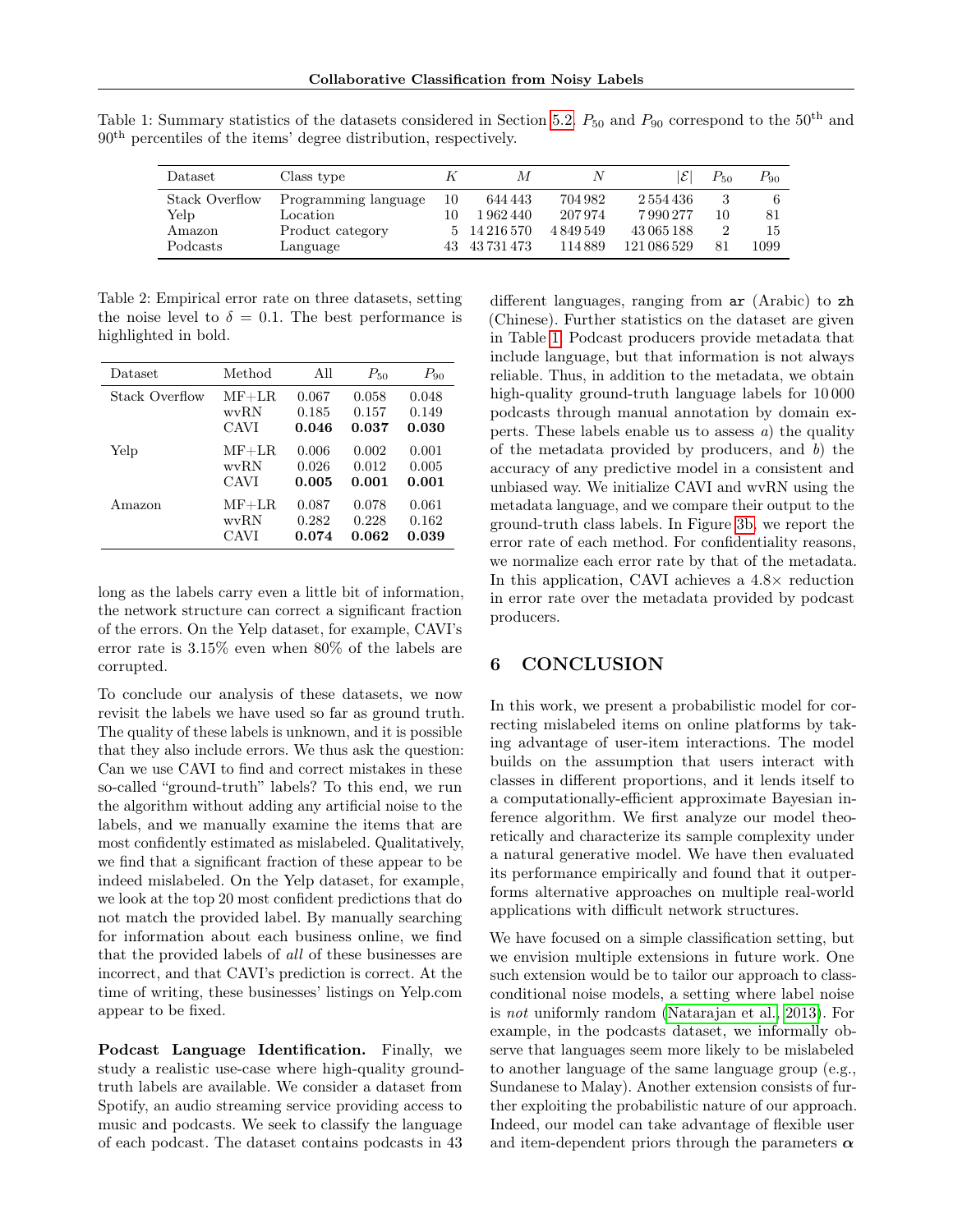Table 1: Summary statistics of the datasets considered in Section 5.2. $P_{50}$ and $P_{90}$ correspond to the 50[th] and 90[th] percentiles of the items' degree distribution, respectively.

| Dataset | Class type | $K$ | $M$ | $N$ | $\lvert\mathcal{E}\rvert$ | $P_{50}$ | $P_{90}$ |
|---|---|---|---|---|---|---|---|
| Stack Overflow | Programming language | 10 | 644 443 | 704 982 | 2 554 436 | 3 | 6 |
| Yelp | Location | 10 | 1 962 440 | 207 974 | 7 990 277 | 10 | 81 |
| Amazon | Product category | 5 | 14 216 570 | 4 849 549 | 43 065 188 | 2 | 15 |
| Podcasts | Language | 43 | 43 731 473 | 114 889 | 121 086 529 | 81 | 1099 |

Table 2: Empirical error rate on three datasets, setting the noise level to $\delta = 0.1$. The best performance is highlighted in bold.

| Dataset | Method | All | $P_{50}$ | $P_{90}$ |
|---|---|---|---|---|
| Stack Overflow | MF+LR | 0.067 | 0.058 | 0.048 |
| | wvRN | 0.185 | 0.157 | 0.149 |
| | CAVI | **0.046** | **0.037** | **0.030** |
| Yelp | MF+LR | 0.006 | 0.002 | 0.001 |
| | wvRN | 0.026 | 0.012 | 0.005 |
| | CAVI | **0.005** | **0.001** | **0.001** |
| Amazon | MF+LR | 0.087 | 0.078 | 0.061 |
| | wvRN | 0.282 | 0.228 | 0.162 |
| | CAVI | **0.074** | **0.062** | **0.039** |

long as the labels carry even a little bit of information, the network structure can correct a significant fraction of the errors. On the Yelp dataset, for example, CAVI's error rate is 3.15% even when 80% of the labels are corrupted.

To conclude our analysis of these datasets, we now revisit the labels we have used so far as ground truth. The quality of these labels is unknown, and it is possible that they also include errors. We thus ask the question: Can we use CAVI to find and correct mistakes in these so-called "ground-truth" labels? To this end, we run the algorithm without adding any artificial noise to the labels, and we manually examine the items that are most confidently estimated as mislabeled. Qualitatively, we find that a significant fraction of these appear to be indeed mislabeled. On the Yelp dataset, for example, we look at the top 20 most confident predictions that do not match the provided label. By manually searching for information about each business online, we find that the provided labels of *all* of these businesses are incorrect, and that CAVI's prediction is correct. At the time of writing, these businesses' listings on Yelp.com appear to be fixed.

**Podcast Language Identification.** Finally, we study a realistic use-case where high-quality ground-truth labels are available. We consider a dataset from Spotify, an audio streaming service providing access to music and podcasts. We seek to classify the language of each podcast. The dataset contains podcasts in 43 different languages, ranging from `ar` (Arabic) to `zh` (Chinese). Further statistics on the dataset are given in Table 1. Podcast producers provide metadata that include language, but that information is not always reliable. Thus, in addition to the metadata, we obtain high-quality ground-truth language labels for 10 000 podcasts through manual annotation by domain experts. These labels enable us to assess *a*) the quality of the metadata provided by producers, and *b*) the accuracy of any predictive model in a consistent and unbiased way. We initialize CAVI and wvRN using the metadata language, and we compare their output to the ground-truth class labels. In Figure 3b, we report the error rate of each method. For confidentiality reasons, we normalize each error rate by that of the metadata. In this application, CAVI achieves a 4.8× reduction in error rate over the metadata provided by podcast producers.

## 6 CONCLUSION

In this work, we present a probabilistic model for correcting mislabeled items on online platforms by taking advantage of user-item interactions. The model builds on the assumption that users interact with classes in different proportions, and it lends itself to a computationally-efficient approximate Bayesian inference algorithm. We first analyze our model theoretically and characterize its sample complexity under a natural generative model. We have then evaluated its performance empirically and found that it outperforms alternative approaches on multiple real-world applications with difficult network structures.

We have focused on a simple classification setting, but we envision multiple extensions in future work. One such extension would be to tailor our approach to class-conditional noise models, a setting where label noise is *not* uniformly random (Natarajan et al., 2013). For example, in the podcasts dataset, we informally observe that languages seem more likely to be mislabeled to another language of the same language group (e.g., Sundanese to Malay). Another extension consists of further exploiting the probabilistic nature of our approach. Indeed, our model can take advantage of flexible user and item-dependent priors through the parameters $\boldsymbol{\alpha}$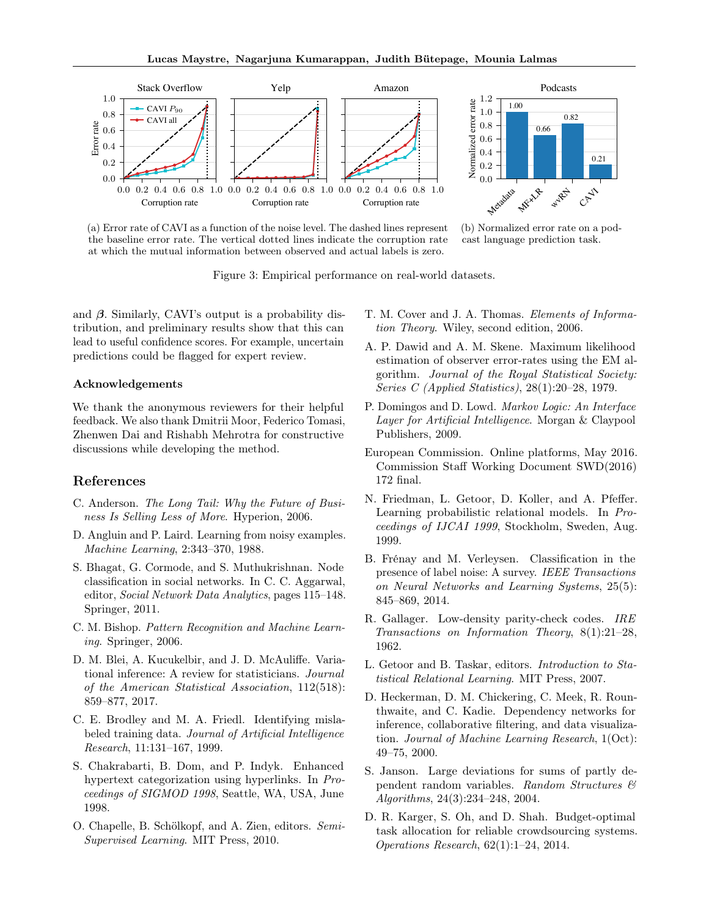(a) Error rate of CAVI as a function of the noise level. The dashed lines represent the baseline error rate. The vertical dotted lines indicate the corruption rate at which the mutual information between observed and actual labels is zero.

(b) Normalized error rate on a podcast language prediction task.

Figure 3: Empirical performance on real-world datasets.

and $\boldsymbol{\beta}$. Similarly, CAVI's output is a probability distribution, and preliminary results show that this can lead to useful confidence scores. For example, uncertain predictions could be flagged for expert review.

### Acknowledgements

We thank the anonymous reviewers for their helpful feedback. We also thank Dmitrii Moor, Federico Tomasi, Zhenwen Dai and Rishabh Mehrotra for constructive discussions while developing the method.

## References

C. Anderson. *The Long Tail: Why the Future of Business Is Selling Less of More*. Hyperion, 2006.

D. Angluin and P. Laird. Learning from noisy examples. *Machine Learning*, 2:343–370, 1988.

S. Bhagat, G. Cormode, and S. Muthukrishnan. Node classification in social networks. In C. C. Aggarwal, editor, *Social Network Data Analytics*, pages 115–148. Springer, 2011.

C. M. Bishop. *Pattern Recognition and Machine Learning*. Springer, 2006.

D. M. Blei, A. Kucukelbir, and J. D. McAuliffe. Variational inference: A review for statisticians. *Journal of the American Statistical Association*, 112(518): 859–877, 2017.

C. E. Brodley and M. A. Friedl. Identifying mislabeled training data. *Journal of Artificial Intelligence Research*, 11:131–167, 1999.

S. Chakrabarti, B. Dom, and P. Indyk. Enhanced hypertext categorization using hyperlinks. In *Proceedings of SIGMOD 1998*, Seattle, WA, USA, June 1998.

O. Chapelle, B. Schölkopf, and A. Zien, editors. *Semi-Supervised Learning*. MIT Press, 2010.

T. M. Cover and J. A. Thomas. *Elements of Information Theory*. Wiley, second edition, 2006.

A. P. Dawid and A. M. Skene. Maximum likelihood estimation of observer error-rates using the EM algorithm. *Journal of the Royal Statistical Society: Series C (Applied Statistics)*, 28(1):20–28, 1979.

P. Domingos and D. Lowd. *Markov Logic: An Interface Layer for Artificial Intelligence*. Morgan & Claypool Publishers, 2009.

European Commission. Online platforms, May 2016. Commission Staff Working Document SWD(2016) 172 final.

N. Friedman, L. Getoor, D. Koller, and A. Pfeffer. Learning probabilistic relational models. In *Proceedings of IJCAI 1999*, Stockholm, Sweden, Aug. 1999.

B. Frénay and M. Verleysen. Classification in the presence of label noise: A survey. *IEEE Transactions on Neural Networks and Learning Systems*, 25(5): 845–869, 2014.

R. Gallager. Low-density parity-check codes. *IRE Transactions on Information Theory*, 8(1):21–28, 1962.

L. Getoor and B. Taskar, editors. *Introduction to Statistical Relational Learning*. MIT Press, 2007.

D. Heckerman, D. M. Chickering, C. Meek, R. Rounthwaite, and C. Kadie. Dependency networks for inference, collaborative filtering, and data visualization. *Journal of Machine Learning Research*, 1(Oct): 49–75, 2000.

S. Janson. Large deviations for sums of partly dependent random variables. *Random Structures & Algorithms*, 24(3):234–248, 2004.

D. R. Karger, S. Oh, and D. Shah. Budget-optimal task allocation for reliable crowdsourcing systems. *Operations Research*, 62(1):1–24, 2014.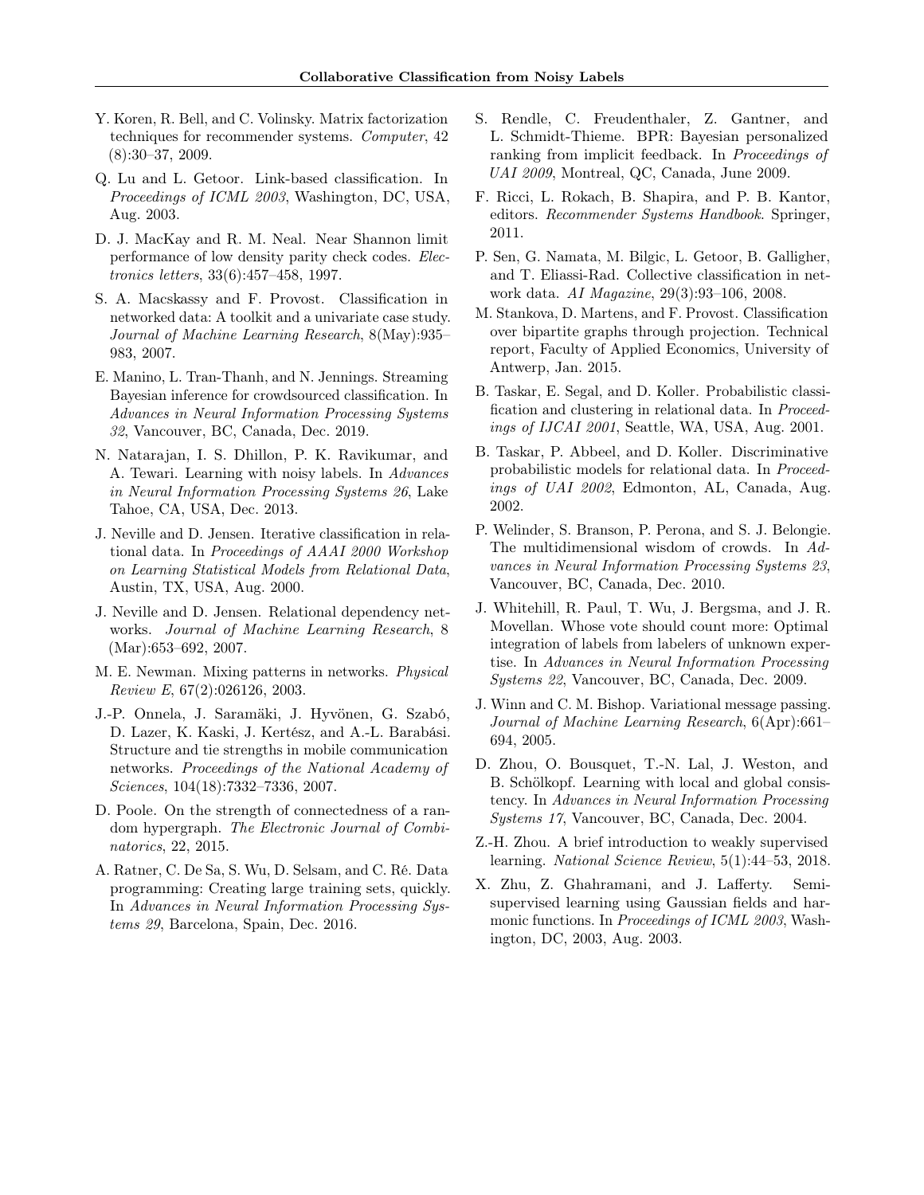Y. Koren, R. Bell, and C. Volinsky. Matrix factorization techniques for recommender systems. *Computer*, 42 (8):30–37, 2009.

Q. Lu and L. Getoor. Link-based classification. In *Proceedings of ICML 2003*, Washington, DC, USA, Aug. 2003.

D. J. MacKay and R. M. Neal. Near Shannon limit performance of low density parity check codes. *Electronics letters*, 33(6):457–458, 1997.

S. A. Macskassy and F. Provost. Classification in networked data: A toolkit and a univariate case study. *Journal of Machine Learning Research*, 8(May):935–983, 2007.

E. Manino, L. Tran-Thanh, and N. Jennings. Streaming Bayesian inference for crowdsourced classification. In *Advances in Neural Information Processing Systems 32*, Vancouver, BC, Canada, Dec. 2019.

N. Natarajan, I. S. Dhillon, P. K. Ravikumar, and A. Tewari. Learning with noisy labels. In *Advances in Neural Information Processing Systems 26*, Lake Tahoe, CA, USA, Dec. 2013.

J. Neville and D. Jensen. Iterative classification in relational data. In *Proceedings of AAAI 2000 Workshop on Learning Statistical Models from Relational Data*, Austin, TX, USA, Aug. 2000.

J. Neville and D. Jensen. Relational dependency networks. *Journal of Machine Learning Research*, 8 (Mar):653–692, 2007.

M. E. Newman. Mixing patterns in networks. *Physical Review E*, 67(2):026126, 2003.

J.-P. Onnela, J. Saramäki, J. Hyvönen, G. Szabó, D. Lazer, K. Kaski, J. Kertész, and A.-L. Barabási. Structure and tie strengths in mobile communication networks. *Proceedings of the National Academy of Sciences*, 104(18):7332–7336, 2007.

D. Poole. On the strength of connectedness of a random hypergraph. *The Electronic Journal of Combinatorics*, 22, 2015.

A. Ratner, C. De Sa, S. Wu, D. Selsam, and C. Ré. Data programming: Creating large training sets, quickly. In *Advances in Neural Information Processing Systems 29*, Barcelona, Spain, Dec. 2016.

S. Rendle, C. Freudenthaler, Z. Gantner, and L. Schmidt-Thieme. BPR: Bayesian personalized ranking from implicit feedback. In *Proceedings of UAI 2009*, Montreal, QC, Canada, June 2009.

F. Ricci, L. Rokach, B. Shapira, and P. B. Kantor, editors. *Recommender Systems Handbook*. Springer, 2011.

P. Sen, G. Namata, M. Bilgic, L. Getoor, B. Galligher, and T. Eliassi-Rad. Collective classification in network data. *AI Magazine*, 29(3):93–106, 2008.

M. Stankova, D. Martens, and F. Provost. Classification over bipartite graphs through projection. Technical report, Faculty of Applied Economics, University of Antwerp, Jan. 2015.

B. Taskar, E. Segal, and D. Koller. Probabilistic classification and clustering in relational data. In *Proceedings of IJCAI 2001*, Seattle, WA, USA, Aug. 2001.

B. Taskar, P. Abbeel, and D. Koller. Discriminative probabilistic models for relational data. In *Proceedings of UAI 2002*, Edmonton, AL, Canada, Aug. 2002.

P. Welinder, S. Branson, P. Perona, and S. J. Belongie. The multidimensional wisdom of crowds. In *Advances in Neural Information Processing Systems 23*, Vancouver, BC, Canada, Dec. 2010.

J. Whitehill, R. Paul, T. Wu, J. Bergsma, and J. R. Movellan. Whose vote should count more: Optimal integration of labels from labelers of unknown expertise. In *Advances in Neural Information Processing Systems 22*, Vancouver, BC, Canada, Dec. 2009.

J. Winn and C. M. Bishop. Variational message passing. *Journal of Machine Learning Research*, 6(Apr):661–694, 2005.

D. Zhou, O. Bousquet, T.-N. Lal, J. Weston, and B. Schölkopf. Learning with local and global consistency. In *Advances in Neural Information Processing Systems 17*, Vancouver, BC, Canada, Dec. 2004.

Z.-H. Zhou. A brief introduction to weakly supervised learning. *National Science Review*, 5(1):44–53, 2018.

X. Zhu, Z. Ghahramani, and J. Lafferty. Semi-supervised learning using Gaussian fields and harmonic functions. In *Proceedings of ICML 2003*, Washington, DC, 2003, Aug. 2003.